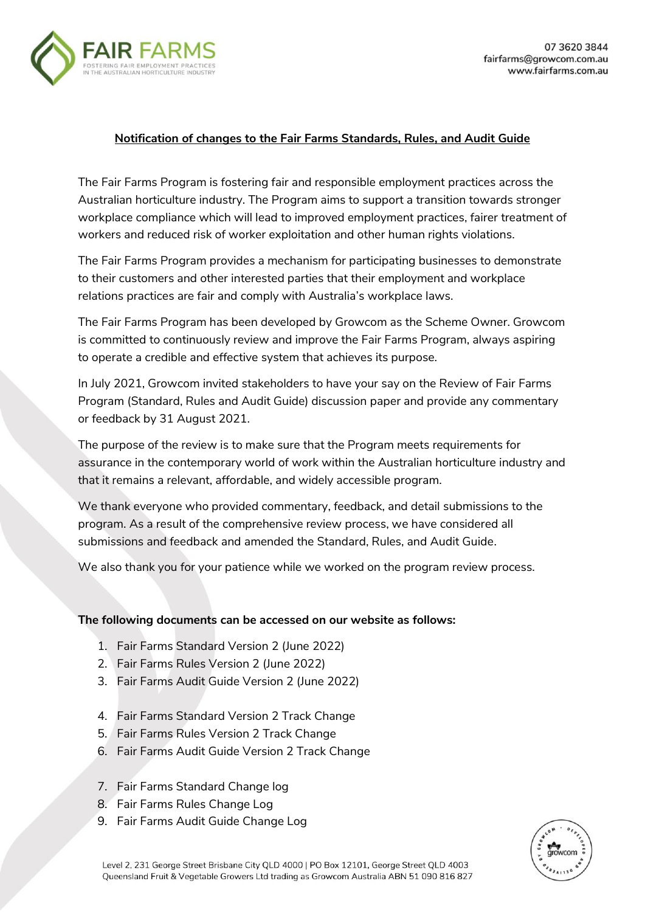**Notification of changes to the Fair Farms Standards, Rules, and Audit Guide**

The Fair Farms Program is fostering fair and responsible employment practices across the Australian horticulture industry. The Program aims to support a transition towards stronger workplace compliance which will lead to improved employment practices, fairer treatment of workers and reduced risk of worker exploitation and other human rights violations.

The Fair Farms Program provides a mechanism for participating businesses to demonstrate to their customers and other interested parties that their employment and workplace relations practices are fair and comply with Australia's workplace laws.

The Fair Farms Program has been developed by Growcom as the Scheme Owner. Growcom is committed to continuously review and improve the Fair Farms Program, always aspiring to operate a credible and effective system that achieves its purpose.

In July 2021, Growcom invited stakeholders to have your say on the Review of Fair Farms Program (Standard, Rules and Audit Guide) discussion paper and provide any commentary or feedback by 31 August 2021.

The purpose of the review is to make sure that the Program meets requirements for assurance in the contemporary world of work within the Australian horticulture industry and that it remains a relevant, affordable, and widely accessible program.

We thank everyone who provided commentary, feedback, and detail submissions to the program. As a result of the comprehensive review process, we have considered all submissions and feedback and amended the Standard, Rules, and Audit Guide.

We also thank you for your patience while we worked on the program review process.

**The following documents can be accessed on our website as follows:**

1. Fair Farms Standard Version 2 (June 2022)
2. Fair Farms Rules Version 2 (June 2022)
3. Fair Farms Audit Guide Version 2 (June 2022)
4. Fair Farms Standard Version 2 Track Change
5. Fair Farms Rules Version 2 Track Change
6. Fair Farms Audit Guide Version 2 Track Change
7. Fair Farms Standard Change log
8. Fair Farms Rules Change Log
9. Fair Farms Audit Guide Change Log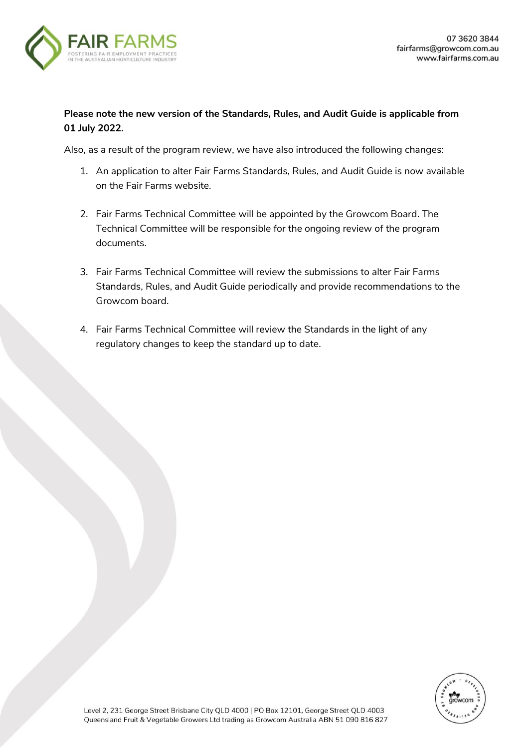**Please note the new version of the Standards, Rules, and Audit Guide is applicable from 01 July 2022.**

Also, as a result of the program review, we have also introduced the following changes:

1. An application to alter Fair Farms Standards, Rules, and Audit Guide is now available on the Fair Farms website.

2. Fair Farms Technical Committee will be appointed by the Growcom Board. The Technical Committee will be responsible for the ongoing review of the program documents.

3. Fair Farms Technical Committee will review the submissions to alter Fair Farms Standards, Rules, and Audit Guide periodically and provide recommendations to the Growcom board.

4. Fair Farms Technical Committee will review the Standards in the light of any regulatory changes to keep the standard up to date.